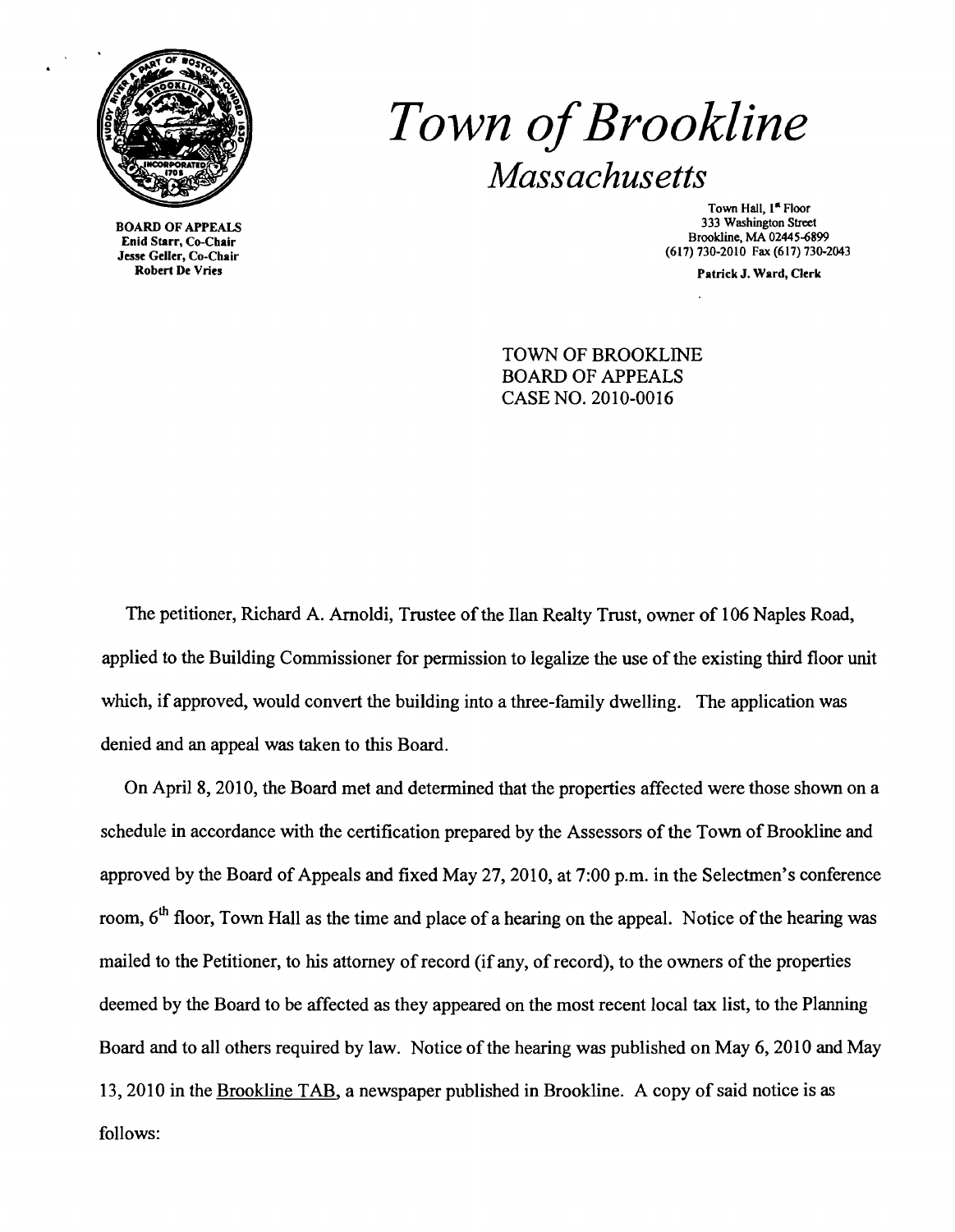# *Town of Brookline*

## *Massachusetts*

**BOARD OF APPEALS**
**Enid Starr, Co-Chair**
**Jesse Geller, Co-Chair**
**Robert De Vries**

Town Hall, 1st Floor
333 Washington Street
Brookline, MA 02445-6899
(617) 730-2010 Fax (617) 730-2043

**Patrick J. Ward, Clerk**

TOWN OF BROOKLINE
BOARD OF APPEALS
CASE NO. 2010-0016

The petitioner, Richard A. Arnoldi, Trustee of the Ilan Realty Trust, owner of 106 Naples Road, applied to the Building Commissioner for permission to legalize the use of the existing third floor unit which, if approved, would convert the building into a three-family dwelling. The application was denied and an appeal was taken to this Board.

On April 8, 2010, the Board met and determined that the properties affected were those shown on a schedule in accordance with the certification prepared by the Assessors of the Town of Brookline and approved by the Board of Appeals and fixed May 27, 2010, at 7:00 p.m. in the Selectmen's conference room, 6th floor, Town Hall as the time and place of a hearing on the appeal. Notice of the hearing was mailed to the Petitioner, to his attorney of record (if any, of record), to the owners of the properties deemed by the Board to be affected as they appeared on the most recent local tax list, to the Planning Board and to all others required by law. Notice of the hearing was published on May 6, 2010 and May 13, 2010 in the Brookline TAB, a newspaper published in Brookline. A copy of said notice is as follows: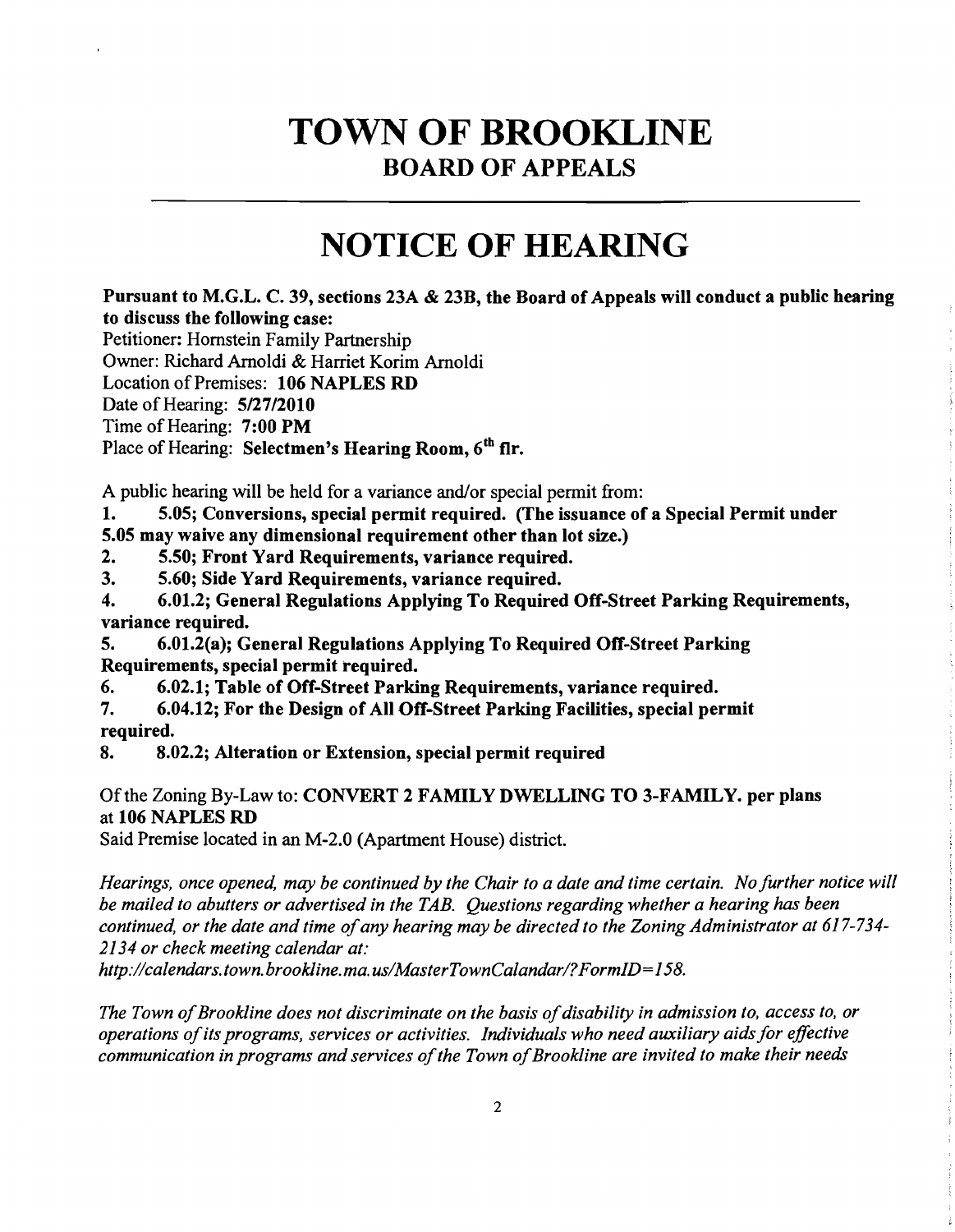# TOWN OF BROOKLINE

## BOARD OF APPEALS

# NOTICE OF HEARING

**Pursuant to M.G.L. C. 39, sections 23A & 23B, the Board of Appeals will conduct a public hearing to discuss the following case:**

Petitioner: Hornstein Family Partnership
Owner: Richard Arnoldi & Harriet Korim Arnoldi
Location of Premises: **106 NAPLES RD**
Date of Hearing: **5/27/2010**
Time of Hearing: **7:00 PM**
Place of Hearing: **Selectmen's Hearing Room, 6th flr.**

A public hearing will be held for a variance and/or special permit from:

1. **5.05; Conversions, special permit required. (The issuance of a Special Permit under 5.05 may waive any dimensional requirement other than lot size.)**
2. **5.50; Front Yard Requirements, variance required.**
3. **5.60; Side Yard Requirements, variance required.**
4. **6.01.2; General Regulations Applying To Required Off-Street Parking Requirements, variance required.**
5. **6.01.2(a); General Regulations Applying To Required Off-Street Parking Requirements, special permit required.**
6. **6.02.1; Table of Off-Street Parking Requirements, variance required.**
7. **6.04.12; For the Design of All Off-Street Parking Facilities, special permit required.**
8. **8.02.2; Alteration or Extension, special permit required**

Of the Zoning By-Law to: **CONVERT 2 FAMILY DWELLING TO 3-FAMILY. per plans at 106 NAPLES RD**

Said Premise located in an M-2.0 (Apartment House) district.

*Hearings, once opened, may be continued by the Chair to a date and time certain. No further notice will be mailed to abutters or advertised in the TAB. Questions regarding whether a hearing has been continued, or the date and time of any hearing may be directed to the Zoning Administrator at 617-734-2134 or check meeting calendar at: http://calendars.town.brookline.ma.us/MasterTownCalandar/?FormID=158.*

*The Town of Brookline does not discriminate on the basis of disability in admission to, access to, or operations of its programs, services or activities. Individuals who need auxiliary aids for effective communication in programs and services of the Town of Brookline are invited to make their needs*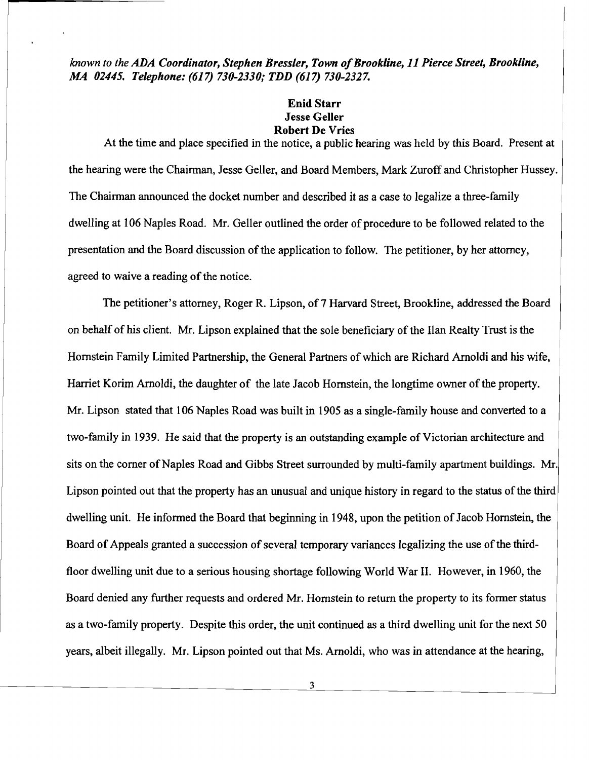*known to the ADA Coordinator, Stephen Bressler, Town of Brookline, 11 Pierce Street, Brookline, MA 02445. Telephone: (617) 730-2330; TDD (617) 730-2327.*

**Enid Starr**
**Jesse Geller**
**Robert De Vries**

At the time and place specified in the notice, a public hearing was held by this Board. Present at the hearing were the Chairman, Jesse Geller, and Board Members, Mark Zuroff and Christopher Hussey. The Chairman announced the docket number and described it as a case to legalize a three-family dwelling at 106 Naples Road. Mr. Geller outlined the order of procedure to be followed related to the presentation and the Board discussion of the application to follow. The petitioner, by her attorney, agreed to waive a reading of the notice.

The petitioner's attorney, Roger R. Lipson, of 7 Harvard Street, Brookline, addressed the Board on behalf of his client. Mr. Lipson explained that the sole beneficiary of the Ilan Realty Trust is the Hornstein Family Limited Partnership, the General Partners of which are Richard Arnoldi and his wife, Harriet Korim Arnoldi, the daughter of the late Jacob Hornstein, the longtime owner of the property. Mr. Lipson stated that 106 Naples Road was built in 1905 as a single-family house and converted to a two-family in 1939. He said that the property is an outstanding example of Victorian architecture and sits on the corner of Naples Road and Gibbs Street surrounded by multi-family apartment buildings. Mr. Lipson pointed out that the property has an unusual and unique history in regard to the status of the third dwelling unit. He informed the Board that beginning in 1948, upon the petition of Jacob Hornstein, the Board of Appeals granted a succession of several temporary variances legalizing the use of the third-floor dwelling unit due to a serious housing shortage following World War II. However, in 1960, the Board denied any further requests and ordered Mr. Hornstein to return the property to its former status as a two-family property. Despite this order, the unit continued as a third dwelling unit for the next 50 years, albeit illegally. Mr. Lipson pointed out that Ms. Arnoldi, who was in attendance at the hearing,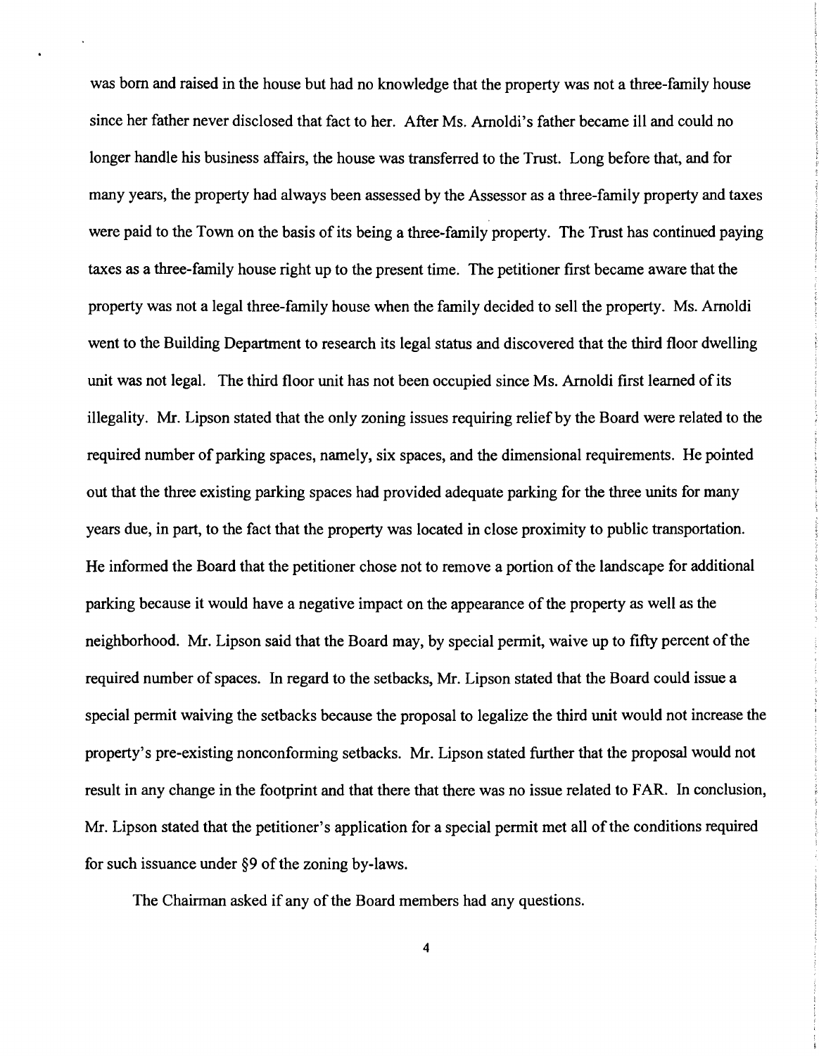was born and raised in the house but had no knowledge that the property was not a three-family house since her father never disclosed that fact to her. After Ms. Arnoldi's father became ill and could no longer handle his business affairs, the house was transferred to the Trust. Long before that, and for many years, the property had always been assessed by the Assessor as a three-family property and taxes were paid to the Town on the basis of its being a three-family property. The Trust has continued paying taxes as a three-family house right up to the present time. The petitioner first became aware that the property was not a legal three-family house when the family decided to sell the property. Ms. Arnoldi went to the Building Department to research its legal status and discovered that the third floor dwelling unit was not legal. The third floor unit has not been occupied since Ms. Arnoldi first learned of its illegality. Mr. Lipson stated that the only zoning issues requiring relief by the Board were related to the required number of parking spaces, namely, six spaces, and the dimensional requirements. He pointed out that the three existing parking spaces had provided adequate parking for the three units for many years due, in part, to the fact that the property was located in close proximity to public transportation. He informed the Board that the petitioner chose not to remove a portion of the landscape for additional parking because it would have a negative impact on the appearance of the property as well as the neighborhood. Mr. Lipson said that the Board may, by special permit, waive up to fifty percent of the required number of spaces. In regard to the setbacks, Mr. Lipson stated that the Board could issue a special permit waiving the setbacks because the proposal to legalize the third unit would not increase the property's pre-existing nonconforming setbacks. Mr. Lipson stated further that the proposal would not result in any change in the footprint and that there that there was no issue related to FAR. In conclusion, Mr. Lipson stated that the petitioner's application for a special permit met all of the conditions required for such issuance under §9 of the zoning by-laws.

The Chairman asked if any of the Board members had any questions.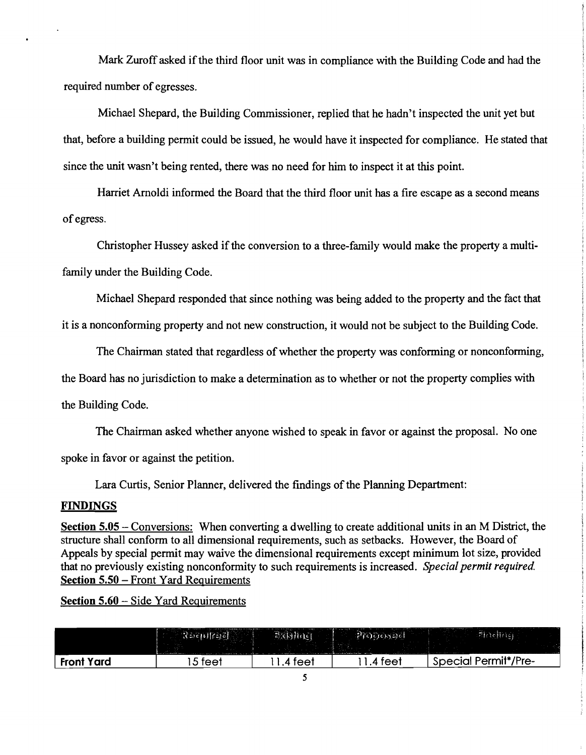Mark Zuroff asked if the third floor unit was in compliance with the Building Code and had the required number of egresses.

Michael Shepard, the Building Commissioner, replied that he hadn't inspected the unit yet but that, before a building permit could be issued, he would have it inspected for compliance. He stated that since the unit wasn't being rented, there was no need for him to inspect it at this point.

Harriet Arnoldi informed the Board that the third floor unit has a fire escape as a second means of egress.

Christopher Hussey asked if the conversion to a three-family would make the property a multi-family under the Building Code.

Michael Shepard responded that since nothing was being added to the property and the fact that it is a nonconforming property and not new construction, it would not be subject to the Building Code.

The Chairman stated that regardless of whether the property was conforming or nonconforming, the Board has no jurisdiction to make a determination as to whether or not the property complies with the Building Code.

The Chairman asked whether anyone wished to speak in favor or against the proposal. No one spoke in favor or against the petition.

Lara Curtis, Senior Planner, delivered the findings of the Planning Department:

**FINDINGS**

**Section 5.05** – Conversions: When converting a dwelling to create additional units in an M District, the structure shall conform to all dimensional requirements, such as setbacks. However, the Board of Appeals by special permit may waive the dimensional requirements except minimum lot size, provided that no previously existing nonconformity to such requirements is increased. *Special permit required.*

**Section 5.50** – Front Yard Requirements

**Section 5.60** – Side Yard Requirements

| | Required | Existing | Proposed | Finding |
|---|---|---|---|---|
| **Front Yard** | 15 feet | 11.4 feet | 11.4 feet | Special Permit*/Pre- |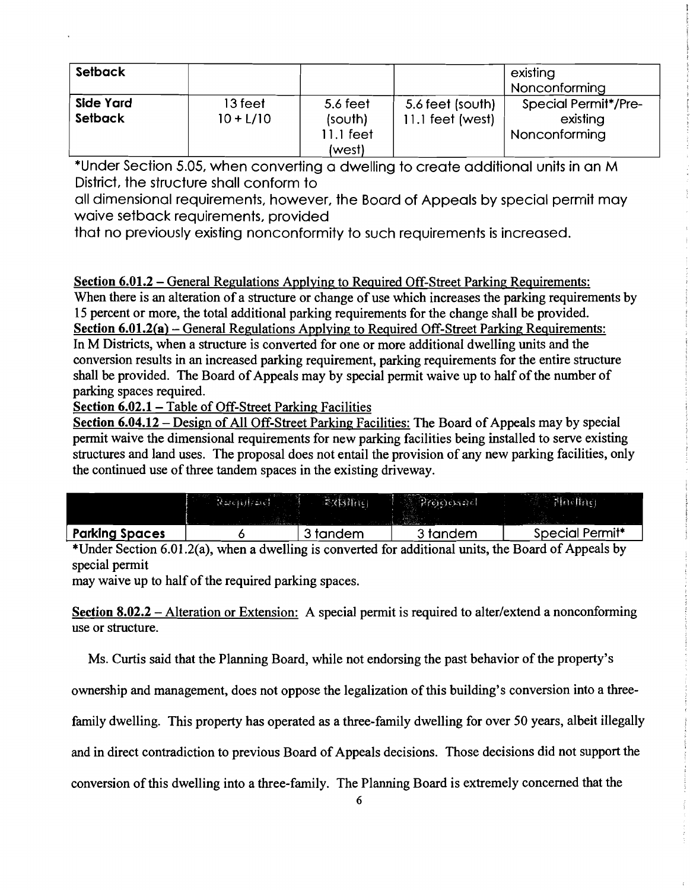| Setback | | | | existing Nonconforming |
|---|---|---|---|---|
| **Side Yard Setback** | 13 feet 10 + L/10 | 5.6 feet (south) 11.1 feet (west) | 5.6 feet (south) 11.1 feet (west) | Special Permit*/Pre-existing Nonconforming |

*Under Section 5.05, when converting a dwelling to create additional units in an M District, the structure shall conform to
all dimensional requirements, however, the Board of Appeals by special permit may waive setback requirements, provided
that no previously existing nonconformity to such requirements is increased.

**Section 6.01.2** – General Regulations Applying to Required Off-Street Parking Requirements: When there is an alteration of a structure or change of use which increases the parking requirements by 15 percent or more, the total additional parking requirements for the change shall be provided.
**Section 6.01.2(a)** – General Regulations Applying to Required Off-Street Parking Requirements: In M Districts, when a structure is converted for one or more additional dwelling units and the conversion results in an increased parking requirement, parking requirements for the entire structure shall be provided. The Board of Appeals may by special permit waive up to half of the number of parking spaces required.
**Section 6.02.1** – Table of Off-Street Parking Facilities
**Section 6.04.12** – Design of All Off-Street Parking Facilities: The Board of Appeals may by special permit waive the dimensional requirements for new parking facilities being installed to serve existing structures and land uses. The proposal does not entail the provision of any new parking facilities, only the continued use of three tandem spaces in the existing driveway.

| | Required | Existing | Proposed | Finding |
|---|---|---|---|---|
| **Parking Spaces** | 6 | 3 tandem | 3 tandem | Special Permit* |

*Under Section 6.01.2(a), when a dwelling is converted for additional units, the Board of Appeals by special permit
may waive up to half of the required parking spaces.

**Section 8.02.2** – Alteration or Extension: A special permit is required to alter/extend a nonconforming use or structure.

Ms. Curtis said that the Planning Board, while not endorsing the past behavior of the property's ownership and management, does not oppose the legalization of this building's conversion into a three-family dwelling. This property has operated as a three-family dwelling for over 50 years, albeit illegally and in direct contradiction to previous Board of Appeals decisions. Those decisions did not support the conversion of this dwelling into a three-family. The Planning Board is extremely concerned that the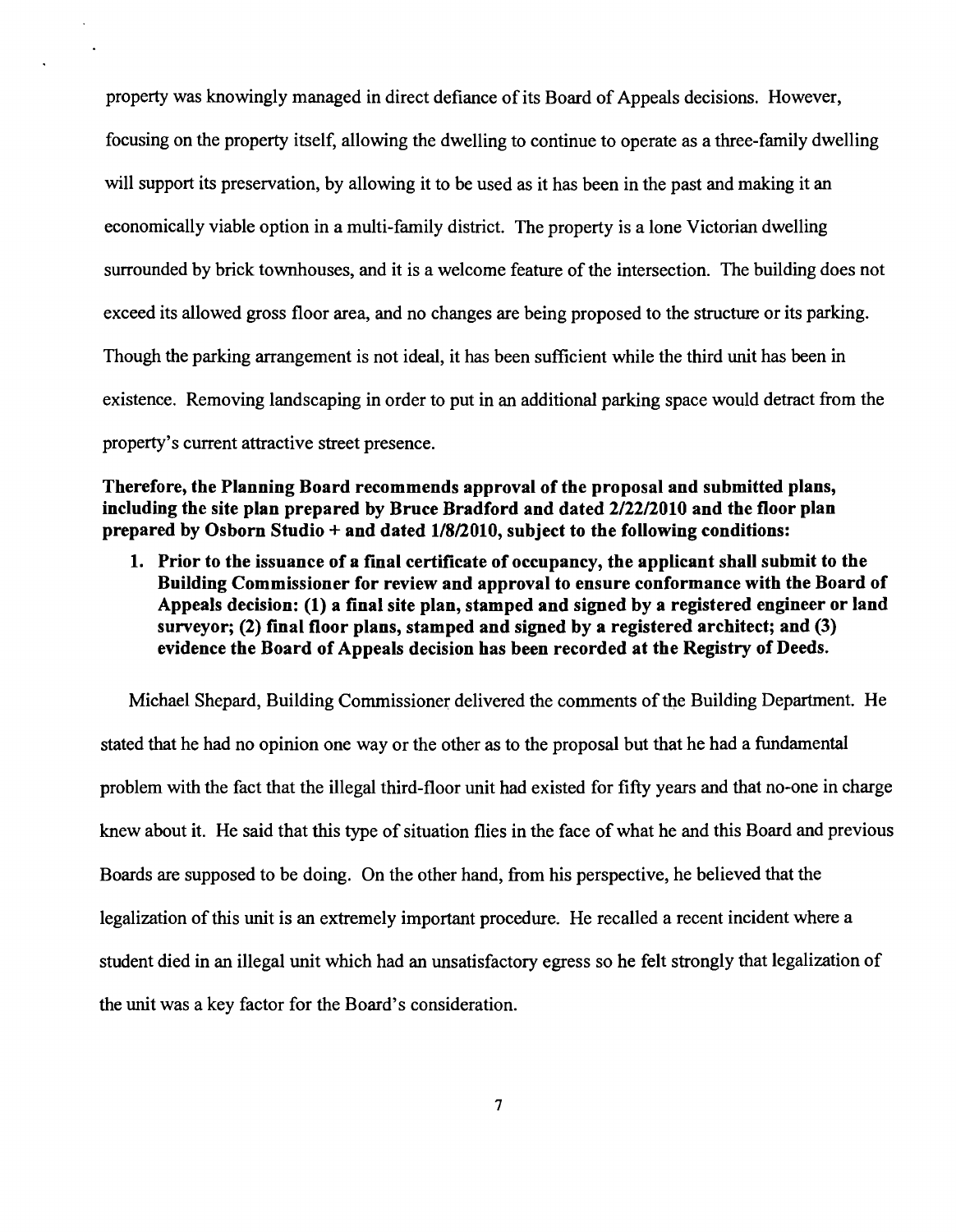property was knowingly managed in direct defiance of its Board of Appeals decisions. However, focusing on the property itself, allowing the dwelling to continue to operate as a three-family dwelling will support its preservation, by allowing it to be used as it has been in the past and making it an economically viable option in a multi-family district. The property is a lone Victorian dwelling surrounded by brick townhouses, and it is a welcome feature of the intersection. The building does not exceed its allowed gross floor area, and no changes are being proposed to the structure or its parking. Though the parking arrangement is not ideal, it has been sufficient while the third unit has been in existence. Removing landscaping in order to put in an additional parking space would detract from the property's current attractive street presence.

**Therefore, the Planning Board recommends approval of the proposal and submitted plans, including the site plan prepared by Bruce Bradford and dated 2/22/2010 and the floor plan prepared by Osborn Studio + and dated 1/8/2010, subject to the following conditions:**

1. **Prior to the issuance of a final certificate of occupancy, the applicant shall submit to the Building Commissioner for review and approval to ensure conformance with the Board of Appeals decision: (1) a final site plan, stamped and signed by a registered engineer or land surveyor; (2) final floor plans, stamped and signed by a registered architect; and (3) evidence the Board of Appeals decision has been recorded at the Registry of Deeds.**

Michael Shepard, Building Commissioner delivered the comments of the Building Department. He stated that he had no opinion one way or the other as to the proposal but that he had a fundamental problem with the fact that the illegal third-floor unit had existed for fifty years and that no-one in charge knew about it. He said that this type of situation flies in the face of what he and this Board and previous Boards are supposed to be doing. On the other hand, from his perspective, he believed that the legalization of this unit is an extremely important procedure. He recalled a recent incident where a student died in an illegal unit which had an unsatisfactory egress so he felt strongly that legalization of the unit was a key factor for the Board's consideration.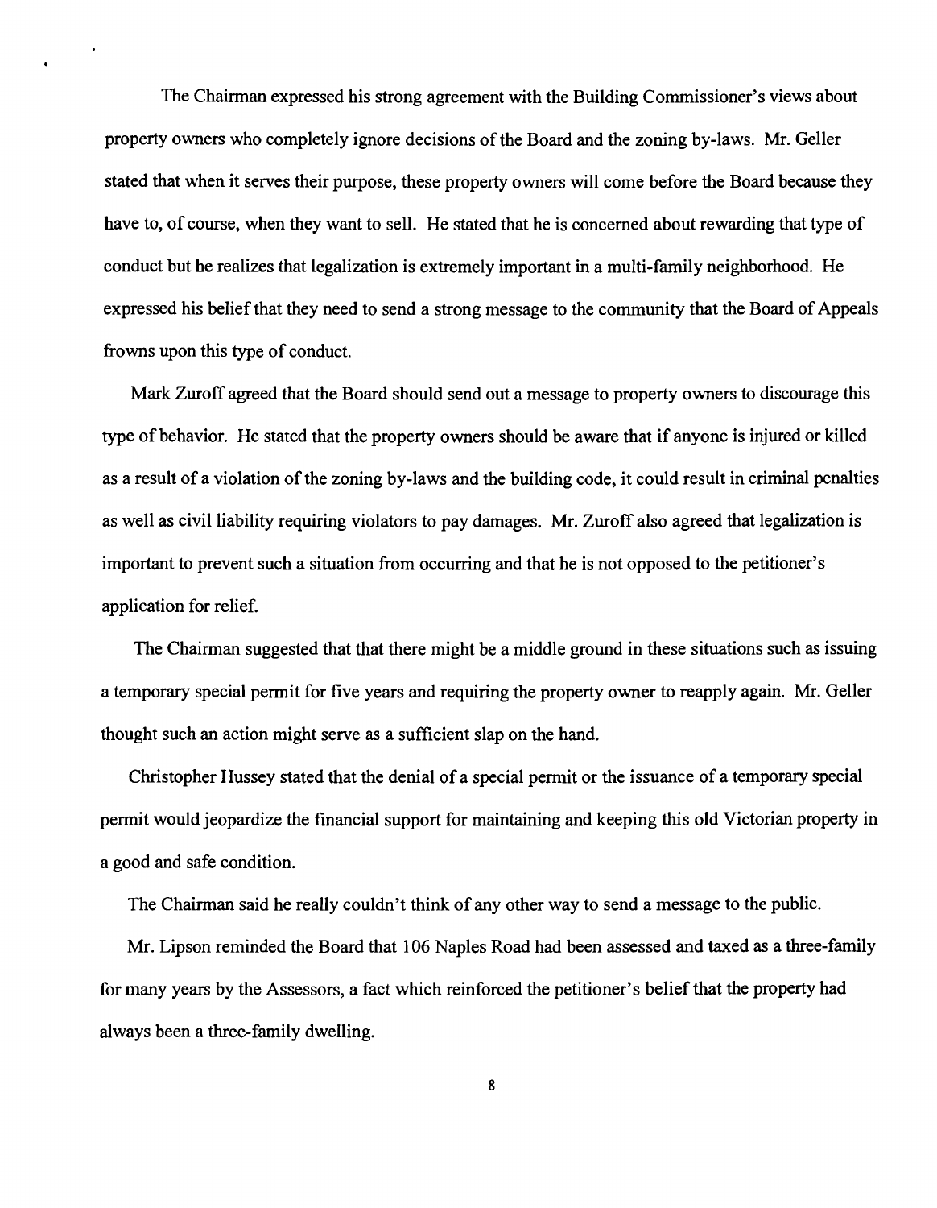The Chairman expressed his strong agreement with the Building Commissioner's views about property owners who completely ignore decisions of the Board and the zoning by-laws. Mr. Geller stated that when it serves their purpose, these property owners will come before the Board because they have to, of course, when they want to sell. He stated that he is concerned about rewarding that type of conduct but he realizes that legalization is extremely important in a multi-family neighborhood. He expressed his belief that they need to send a strong message to the community that the Board of Appeals frowns upon this type of conduct.

Mark Zuroff agreed that the Board should send out a message to property owners to discourage this type of behavior. He stated that the property owners should be aware that if anyone is injured or killed as a result of a violation of the zoning by-laws and the building code, it could result in criminal penalties as well as civil liability requiring violators to pay damages. Mr. Zuroff also agreed that legalization is important to prevent such a situation from occurring and that he is not opposed to the petitioner's application for relief.

The Chairman suggested that that there might be a middle ground in these situations such as issuing a temporary special permit for five years and requiring the property owner to reapply again. Mr. Geller thought such an action might serve as a sufficient slap on the hand.

Christopher Hussey stated that the denial of a special permit or the issuance of a temporary special permit would jeopardize the financial support for maintaining and keeping this old Victorian property in a good and safe condition.

The Chairman said he really couldn't think of any other way to send a message to the public.

Mr. Lipson reminded the Board that 106 Naples Road had been assessed and taxed as a three-family for many years by the Assessors, a fact which reinforced the petitioner's belief that the property had always been a three-family dwelling.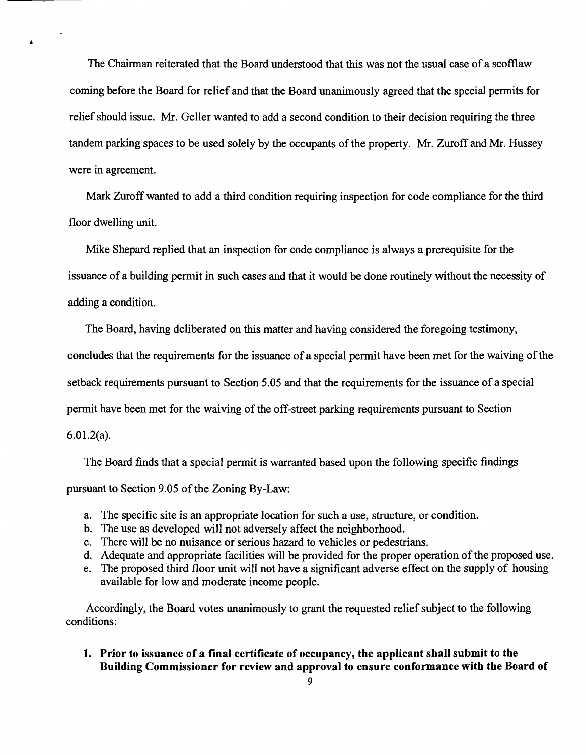The Chairman reiterated that the Board understood that this was not the usual case of a scofflaw coming before the Board for relief and that the Board unanimously agreed that the special permits for relief should issue. Mr. Geller wanted to add a second condition to their decision requiring the three tandem parking spaces to be used solely by the occupants of the property. Mr. Zuroff and Mr. Hussey were in agreement.

Mark Zuroff wanted to add a third condition requiring inspection for code compliance for the third floor dwelling unit.

Mike Shepard replied that an inspection for code compliance is always a prerequisite for the issuance of a building permit in such cases and that it would be done routinely without the necessity of adding a condition.

The Board, having deliberated on this matter and having considered the foregoing testimony, concludes that the requirements for the issuance of a special permit have been met for the waiving of the setback requirements pursuant to Section 5.05 and that the requirements for the issuance of a special permit have been met for the waiving of the off-street parking requirements pursuant to Section 6.01.2(a).

The Board finds that a special permit is warranted based upon the following specific findings pursuant to Section 9.05 of the Zoning By-Law:

a. The specific site is an appropriate location for such a use, structure, or condition.
b. The use as developed will not adversely affect the neighborhood.
c. There will be no nuisance or serious hazard to vehicles or pedestrians.
d. Adequate and appropriate facilities will be provided for the proper operation of the proposed use.
e. The proposed third floor unit will not have a significant adverse effect on the supply of housing available for low and moderate income people.

Accordingly, the Board votes unanimously to grant the requested relief subject to the following conditions:

1. **Prior to issuance of a final certificate of occupancy, the applicant shall submit to the Building Commissioner for review and approval to ensure conformance with the Board of**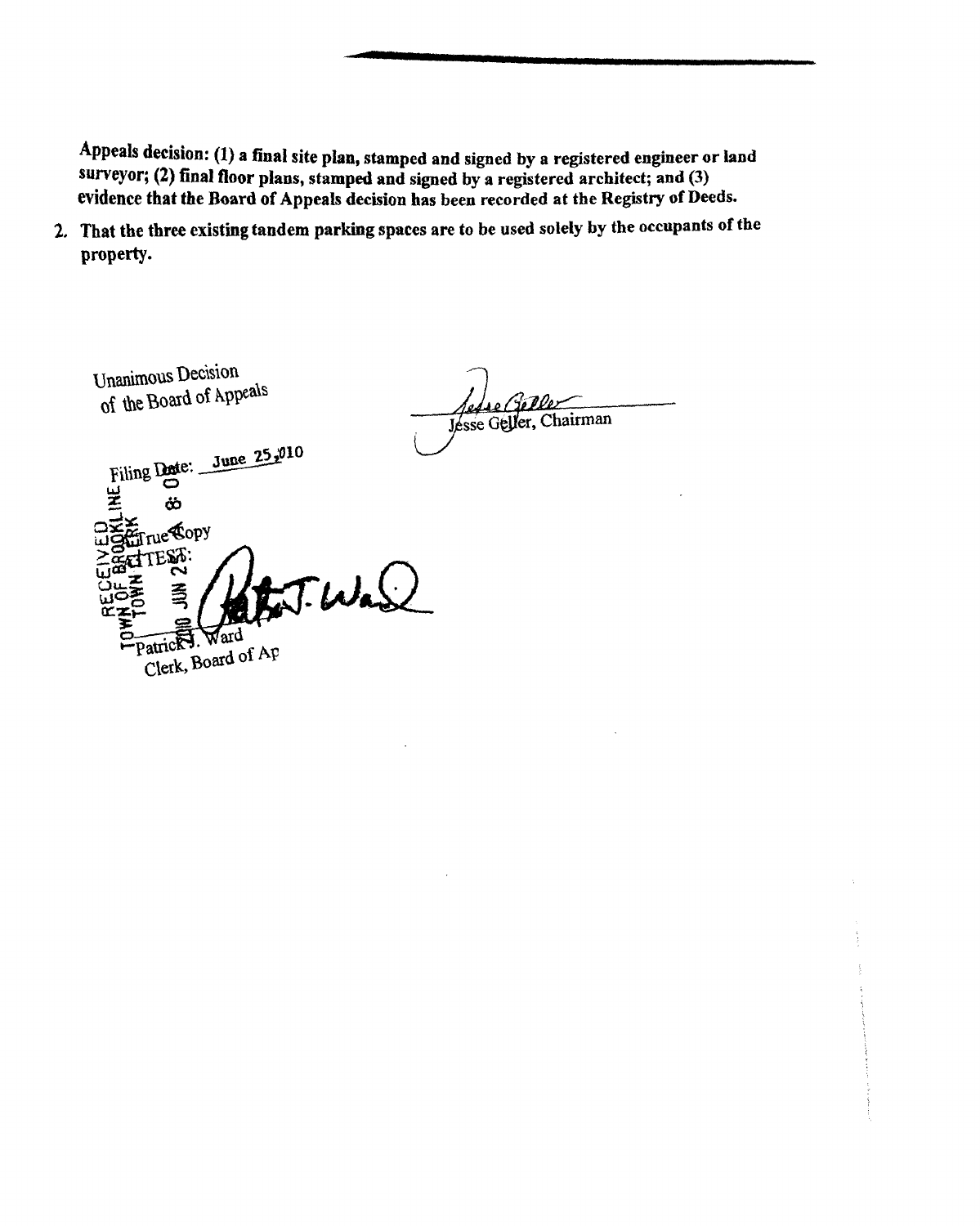**Appeals decision: (1) a final site plan, stamped and signed by a registered engineer or land surveyor; (2) final floor plans, stamped and signed by a registered architect; and (3) evidence that the Board of Appeals decision has been recorded at the Registry of Deeds.**

2. **That the three existing tandem parking spaces are to be used solely by the occupants of the property.**

Unanimous Decision
of the Board of Appeals

Jesse Geller, Chairman

Filing Date: June 25, 2010

A True Copy
ATTEST:

Patrick J. Ward
Clerk, Board of Ap

RECEIVED
TOWN OF BROOKLINE
TOWN CLERK
2010 JUN 25 A 8: 0